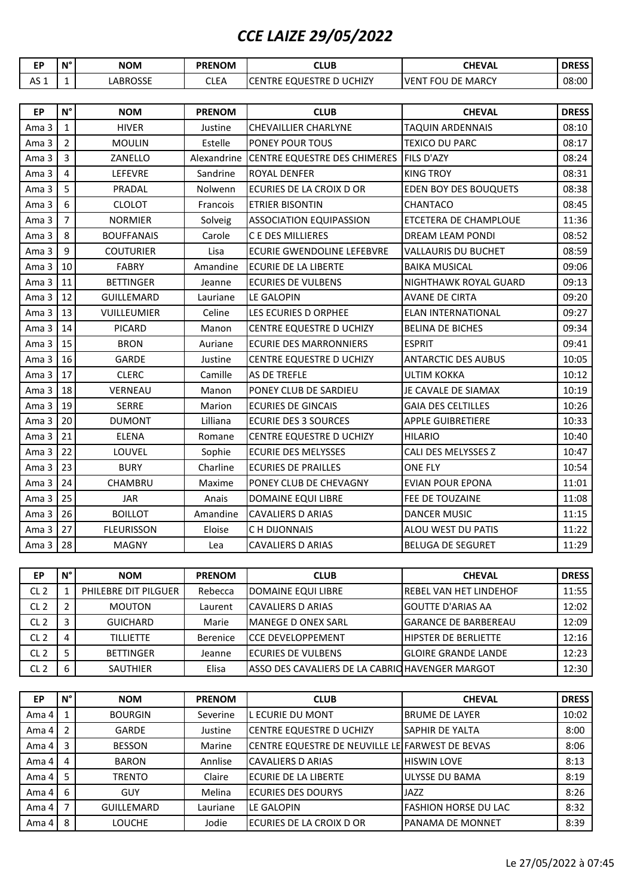# *CCE LAIZE 29/05/2022*

| EP | N° | NOM | PRENOM | CLUB | CHEVAL | DRESS |
|---|---|---|---|---|---|---|
| AS 1 | 1 | LABROSSE | CLEA | CENTRE EQUESTRE D UCHIZY | VENT FOU DE MARCY | 08:00 |

| EP | N° | NOM | PRENOM | CLUB | CHEVAL | DRESS |
|---|---|---|---|---|---|---|
| Ama 3 | 1 | HIVER | Justine | CHEVAILLIER CHARLYNE | TAQUIN ARDENNAIS | 08:10 |
| Ama 3 | 2 | MOULIN | Estelle | PONEY POUR TOUS | TEXICO DU PARC | 08:17 |
| Ama 3 | 3 | ZANELLO | Alexandrine | CENTRE EQUESTRE DES CHIMERES | FILS D'AZY | 08:24 |
| Ama 3 | 4 | LEFEVRE | Sandrine | ROYAL DENFER | KING TROY | 08:31 |
| Ama 3 | 5 | PRADAL | Nolwenn | ECURIES DE LA CROIX D OR | EDEN BOY DES BOUQUETS | 08:38 |
| Ama 3 | 6 | CLOLOT | Francois | ETRIER BISONTIN | CHANTACO | 08:45 |
| Ama 3 | 7 | NORMIER | Solveig | ASSOCIATION EQUIPASSION | ETCETERA DE CHAMPLOUE | 11:36 |
| Ama 3 | 8 | BOUFFANAIS | Carole | C E DES MILLIERES | DREAM LEAM PONDI | 08:52 |
| Ama 3 | 9 | COUTURIER | Lisa | ECURIE GWENDOLINE LEFEBVRE | VALLAURIS DU BUCHET | 08:59 |
| Ama 3 | 10 | FABRY | Amandine | ECURIE DE LA LIBERTE | BAIKA MUSICAL | 09:06 |
| Ama 3 | 11 | BETTINGER | Jeanne | ECURIES DE VULBENS | NIGHTHAWK ROYAL GUARD | 09:13 |
| Ama 3 | 12 | GUILLEMARD | Lauriane | LE GALOPIN | AVANE DE CIRTA | 09:20 |
| Ama 3 | 13 | VUILLEUMIER | Celine | LES ECURIES D ORPHEE | ELAN INTERNATIONAL | 09:27 |
| Ama 3 | 14 | PICARD | Manon | CENTRE EQUESTRE D UCHIZY | BELINA DE BICHES | 09:34 |
| Ama 3 | 15 | BRON | Auriane | ECURIE DES MARRONNIERS | ESPRIT | 09:41 |
| Ama 3 | 16 | GARDE | Justine | CENTRE EQUESTRE D UCHIZY | ANTARCTIC DES AUBUS | 10:05 |
| Ama 3 | 17 | CLERC | Camille | AS DE TREFLE | ULTIM KOKKA | 10:12 |
| Ama 3 | 18 | VERNEAU | Manon | PONEY CLUB DE SARDIEU | JE CAVALE DE SIAMAX | 10:19 |
| Ama 3 | 19 | SERRE | Marion | ECURIES DE GINCAIS | GAIA DES CELTILLES | 10:26 |
| Ama 3 | 20 | DUMONT | Lilliana | ECURIE DES 3 SOURCES | APPLE GUIBRETIERE | 10:33 |
| Ama 3 | 21 | ELENA | Romane | CENTRE EQUESTRE D UCHIZY | HILARIO | 10:40 |
| Ama 3 | 22 | LOUVEL | Sophie | ECURIE DES MELYSSES | CALI DES MELYSSES Z | 10:47 |
| Ama 3 | 23 | BURY | Charline | ECURIES DE PRAILLES | ONE FLY | 10:54 |
| Ama 3 | 24 | CHAMBRU | Maxime | PONEY CLUB DE CHEVAGNY | EVIAN POUR EPONA | 11:01 |
| Ama 3 | 25 | JAR | Anais | DOMAINE EQUI LIBRE | FEE DE TOUZAINE | 11:08 |
| Ama 3 | 26 | BOILLOT | Amandine | CAVALIERS D ARIAS | DANCER MUSIC | 11:15 |
| Ama 3 | 27 | FLEURISSON | Eloise | C H DIJONNAIS | ALOU WEST DU PATIS | 11:22 |
| Ama 3 | 28 | MAGNY | Lea | CAVALIERS D ARIAS | BELUGA DE SEGURET | 11:29 |

| EP | N° | NOM | PRENOM | CLUB | CHEVAL | DRESS |
|---|---|---|---|---|---|---|
| CL 2 | 1 | PHILEBRE DIT PILGUER | Rebecca | DOMAINE EQUI LIBRE | REBEL VAN HET LINDEHOF | 11:55 |
| CL 2 | 2 | MOUTON | Laurent | CAVALIERS D ARIAS | GOUTTE D'ARIAS AA | 12:02 |
| CL 2 | 3 | GUICHARD | Marie | MANEGE D ONEX SARL | GARANCE DE BARBEREAU | 12:09 |
| CL 2 | 4 | TILLIETTE | Berenice | CCE DEVELOPPEMENT | HIPSTER DE BERLIETTE | 12:16 |
| CL 2 | 5 | BETTINGER | Jeanne | ECURIES DE VULBENS | GLOIRE GRANDE LANDE | 12:23 |
| CL 2 | 6 | SAUTHIER | Elisa | ASSO DES CAVALIERS DE LA CABRIO | HAVENGER MARGOT | 12:30 |

| EP | N° | NOM | PRENOM | CLUB | CHEVAL | DRESS |
|---|---|---|---|---|---|---|
| Ama 4 | 1 | BOURGIN | Severine | L ECURIE DU MONT | BRUME DE LAYER | 10:02 |
| Ama 4 | 2 | GARDE | Justine | CENTRE EQUESTRE D UCHIZY | SAPHIR DE YALTA | 8:00 |
| Ama 4 | 3 | BESSON | Marine | CENTRE EQUESTRE DE NEUVILLE LE | FARWEST DE BEVAS | 8:06 |
| Ama 4 | 4 | BARON | Annlise | CAVALIERS D ARIAS | HISWIN LOVE | 8:13 |
| Ama 4 | 5 | TRENTO | Claire | ECURIE DE LA LIBERTE | ULYSSE DU BAMA | 8:19 |
| Ama 4 | 6 | GUY | Melina | ECURIES DES DOURYS | JAZZ | 8:26 |
| Ama 4 | 7 | GUILLEMARD | Lauriane | LE GALOPIN | FASHION HORSE DU LAC | 8:32 |
| Ama 4 | 8 | LOUCHE | Jodie | ECURIES DE LA CROIX D OR | PANAMA DE MONNET | 8:39 |

Le 27/05/2022 à 07:45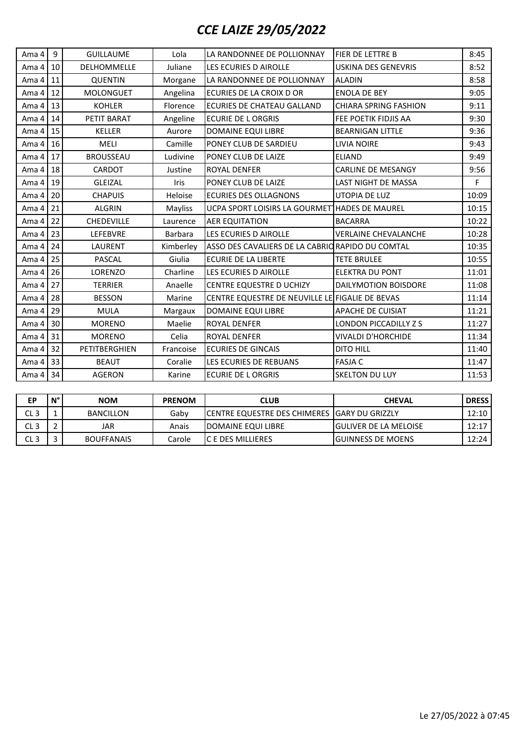# *CCE LAIZE 29/05/2022*

| | | | | | | |
|---|---|---|---|---|---|---|
| Ama 4 | 9 | GUILLAUME | Lola | LA RANDONNEE DE POLLIONNAY | FIER DE LETTRE B | 8:45 |
| Ama 4 | 10 | DELHOMMELLE | Juliane | LES ECURIES D AIROLLE | USKINA DES GENEVRIS | 8:52 |
| Ama 4 | 11 | QUENTIN | Morgane | LA RANDONNEE DE POLLIONNAY | ALADIN | 8:58 |
| Ama 4 | 12 | MOLONGUET | Angelina | ECURIES DE LA CROIX D OR | ENOLA DE BEY | 9:05 |
| Ama 4 | 13 | KOHLER | Florence | ECURIES DE CHATEAU GALLAND | CHIARA SPRING FASHION | 9:11 |
| Ama 4 | 14 | PETIT BARAT | Angeline | ECURIE DE L ORGRIS | FEE POETIK FIDJIS AA | 9:30 |
| Ama 4 | 15 | KELLER | Aurore | DOMAINE EQUI LIBRE | BEARNIGAN LITTLE | 9:36 |
| Ama 4 | 16 | MELI | Camille | PONEY CLUB DE SARDIEU | LIVIA NOIRE | 9:43 |
| Ama 4 | 17 | BROUSSEAU | Ludivine | PONEY CLUB DE LAIZE | ELIAND | 9:49 |
| Ama 4 | 18 | CARDOT | Justine | ROYAL DENFER | CARLINE DE MESANGY | 9:56 |
| Ama 4 | 19 | GLEIZAL | Iris | PONEY CLUB DE LAIZE | LAST NIGHT DE MASSA | F |
| Ama 4 | 20 | CHAPUIS | Heloise | ECURIES DES OLLAGNONS | UTOPIA DE LUZ | 10:09 |
| Ama 4 | 21 | ALGRIN | Mayliss | UCPA SPORT LOISIRS LA GOURMET | HADES DE MAUREL | 10:15 |
| Ama 4 | 22 | CHEDEVILLE | Laurence | AER EQUITATION | BACARRA | 10:22 |
| Ama 4 | 23 | LEFEBVRE | Barbara | LES ECURIES D AIROLLE | VERLAINE CHEVALANCHE | 10:28 |
| Ama 4 | 24 | LAURENT | Kimberley | ASSO DES CAVALIERS DE LA CABRIO | RAPIDO DU COMTAL | 10:35 |
| Ama 4 | 25 | PASCAL | Giulia | ECURIE DE LA LIBERTE | TETE BRULEE | 10:55 |
| Ama 4 | 26 | LORENZO | Charline | LES ECURIES D AIROLLE | ELEKTRA DU PONT | 11:01 |
| Ama 4 | 27 | TERRIER | Anaelle | CENTRE EQUESTRE D UCHIZY | DAILYMOTION BOISDORE | 11:08 |
| Ama 4 | 28 | BESSON | Marine | CENTRE EQUESTRE DE NEUVILLE LE | FIGALIE DE BEVAS | 11:14 |
| Ama 4 | 29 | MULA | Margaux | DOMAINE EQUI LIBRE | APACHE DE CUISIAT | 11:21 |
| Ama 4 | 30 | MORENO | Maelie | ROYAL DENFER | LONDON PICCADILLY Z S | 11:27 |
| Ama 4 | 31 | MORENO | Celia | ROYAL DENFER | VIVALDI D'HORCHIDE | 11:34 |
| Ama 4 | 32 | PETITBERGHIEN | Francoise | ECURIES DE GINCAIS | DITO HILL | 11:40 |
| Ama 4 | 33 | BEAUT | Coralie | LES ECURIES DE REBUANS | FASJA C | 11:47 |
| Ama 4 | 34 | AGERON | Karine | ECURIE DE L ORGRIS | SKELTON DU LUY | 11:53 |

| EP | N° | NOM | PRENOM | CLUB | CHEVAL | DRESS |
|---|---|---|---|---|---|---|
| CL 3 | 1 | BANCILLON | Gaby | CENTRE EQUESTRE DES CHIMERES | GARY DU GRIZZLY | 12:10 |
| CL 3 | 2 | JAR | Anais | DOMAINE EQUI LIBRE | GULIVER DE LA MELOISE | 12:17 |
| CL 3 | 3 | BOUFFANAIS | Carole | C E DES MILLIERES | GUINNESS DE MOENS | 12:24 |

Le 27/05/2022 à 07:45